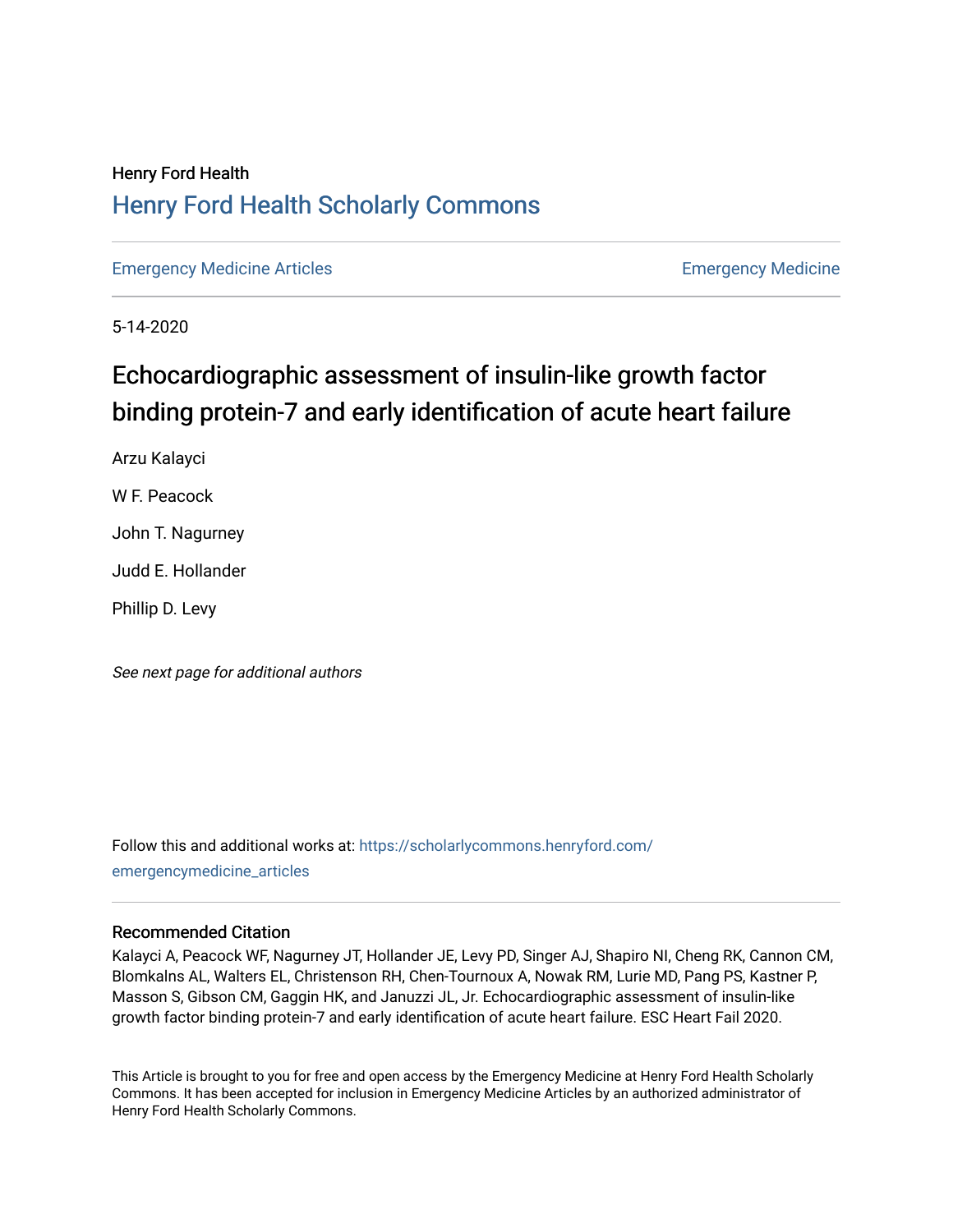Henry Ford Health

# Henry Ford Health Scholarly Commons

Emergency Medicine Articles

Emergency Medicine

5-14-2020

## Echocardiographic assessment of insulin-like growth factor binding protein-7 and early identification of acute heart failure

Arzu Kalayci

W F. Peacock

John T. Nagurney

Judd E. Hollander

Phillip D. Levy

*See next page for additional authors*

Follow this and additional works at: https://scholarlycommons.henryford.com/emergencymedicine_articles

### Recommended Citation

Kalayci A, Peacock WF, Nagurney JT, Hollander JE, Levy PD, Singer AJ, Shapiro NI, Cheng RK, Cannon CM, Blomkalns AL, Walters EL, Christenson RH, Chen-Tournoux A, Nowak RM, Lurie MD, Pang PS, Kastner P, Masson S, Gibson CM, Gaggin HK, and Januzzi JL, Jr. Echocardiographic assessment of insulin-like growth factor binding protein-7 and early identification of acute heart failure. ESC Heart Fail 2020.

This Article is brought to you for free and open access by the Emergency Medicine at Henry Ford Health Scholarly Commons. It has been accepted for inclusion in Emergency Medicine Articles by an authorized administrator of Henry Ford Health Scholarly Commons.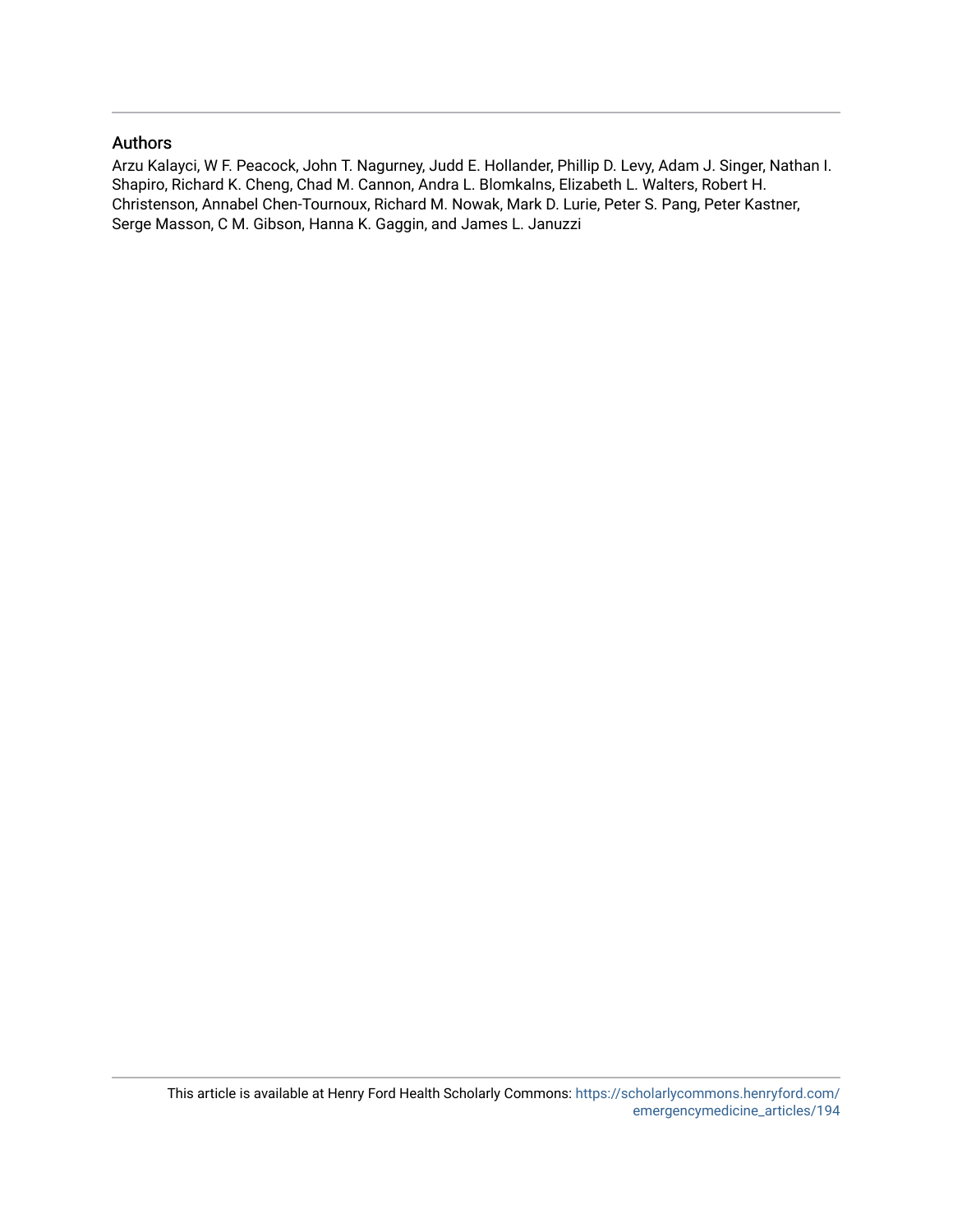## Authors

Arzu Kalayci, W F. Peacock, John T. Nagurney, Judd E. Hollander, Phillip D. Levy, Adam J. Singer, Nathan I. Shapiro, Richard K. Cheng, Chad M. Cannon, Andra L. Blomkalns, Elizabeth L. Walters, Robert H. Christenson, Annabel Chen-Tournoux, Richard M. Nowak, Mark D. Lurie, Peter S. Pang, Peter Kastner, Serge Masson, C M. Gibson, Hanna K. Gaggin, and James L. Januzzi

This article is available at Henry Ford Health Scholarly Commons: https://scholarlycommons.henryford.com/emergencymedicine_articles/194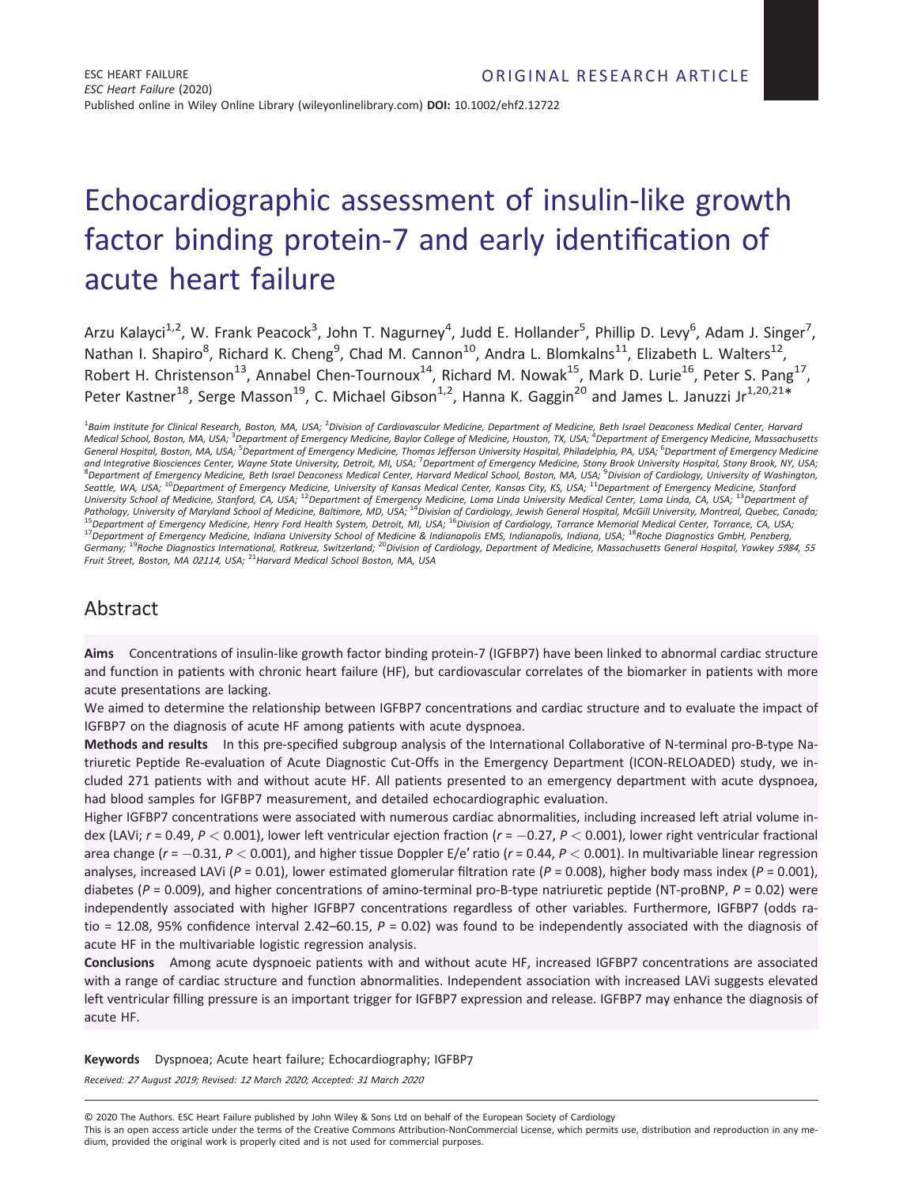ORIGINAL RESEARCH ARTICLE

# Echocardiographic assessment of insulin-like growth factor binding protein-7 and early identification of acute heart failure

Arzu Kalayci[1,2], W. Frank Peacock[3], John T. Nagurney[4], Judd E. Hollander[5], Phillip D. Levy[6], Adam J. Singer[7], Nathan I. Shapiro[8], Richard K. Cheng[9], Chad M. Cannon[10], Andra L. Blomkalns[11], Elizabeth L. Walters[12], Robert H. Christenson[13], Annabel Chen-Tournoux[14], Richard M. Nowak[15], Mark D. Lurie[16], Peter S. Pang[17], Peter Kastner[18], Serge Masson[19], C. Michael Gibson[1,2], Hanna K. Gaggin[20] and James L. Januzzi Jr[1,20,21]*

[1]*Baim Institute for Clinical Research, Boston, MA, USA;* [2]*Division of Cardiovascular Medicine, Department of Medicine, Beth Israel Deaconess Medical Center, Harvard Medical School, Boston, MA, USA;* [3]*Department of Emergency Medicine, Baylor College of Medicine, Houston, TX, USA;* [4]*Department of Emergency Medicine, Massachusetts General Hospital, Boston, MA, USA;* [5]*Department of Emergency Medicine, Thomas Jefferson University Hospital, Philadelphia, PA, USA;* [6]*Department of Emergency Medicine and Integrative Biosciences Center, Wayne State University, Detroit, MI, USA;* [7]*Department of Emergency Medicine, Stony Brook University Hospital, Stony Brook, NY, USA;* [8]*Department of Emergency Medicine, Beth Israel Deaconess Medical Center, Harvard Medical School, Boston, MA, USA;* [9]*Division of Cardiology, University of Washington, Seattle, WA, USA;* [10]*Department of Emergency Medicine, University of Kansas Medical Center, Kansas City, KS, USA;* [11]*Department of Emergency Medicine, Stanford University School of Medicine, Stanford, CA, USA;* [12]*Department of Emergency Medicine, Loma Linda University Medical Center, Loma Linda, CA, USA;* [13]*Department of Pathology, University of Maryland School of Medicine, Baltimore, MD, USA;* [14]*Division of Cardiology, Jewish General Hospital, McGill University, Montreal, Quebec, Canada;* [15]*Department of Emergency Medicine, Henry Ford Health System, Detroit, MI, USA;* [16]*Division of Cardiology, Torrance Memorial Medical Center, Torrance, CA, USA;* [17]*Department of Emergency Medicine, Indiana University School of Medicine & Indianapolis EMS, Indianapolis, Indiana, USA;* [18]*Roche Diagnostics GmbH, Penzberg, Germany;* [19]*Roche Diagnostics International, Rotkreuz, Switzerland;* [20]*Division of Cardiology, Department of Medicine, Massachusetts General Hospital, Yawkey 5984, 55 Fruit Street, Boston, MA 02114, USA;* [21]*Harvard Medical School Boston, MA, USA*

## Abstract

**Aims** Concentrations of insulin-like growth factor binding protein-7 (IGFBP7) have been linked to abnormal cardiac structure and function in patients with chronic heart failure (HF), but cardiovascular correlates of the biomarker in patients with more acute presentations are lacking.

We aimed to determine the relationship between IGFBP7 concentrations and cardiac structure and to evaluate the impact of IGFBP7 on the diagnosis of acute HF among patients with acute dyspnoea.

**Methods and results** In this pre-specified subgroup analysis of the International Collaborative of N-terminal pro-B-type Natriuretic Peptide Re-evaluation of Acute Diagnostic Cut-Offs in the Emergency Department (ICON-RELOADED) study, we included 271 patients with and without acute HF. All patients presented to an emergency department with acute dyspnoea, had blood samples for IGFBP7 measurement, and detailed echocardiographic evaluation.

Higher IGFBP7 concentrations were associated with numerous cardiac abnormalities, including increased left atrial volume index (LAVi; $r = 0.49$, $P < 0.001$), lower left ventricular ejection fraction ($r = -0.27$, $P < 0.001$), lower right ventricular fractional area change ($r = -0.31$, $P < 0.001$), and higher tissue Doppler E/e′ ratio ($r = 0.44$, $P < 0.001$). In multivariable linear regression analyses, increased LAVi ($P = 0.01$), lower estimated glomerular filtration rate ($P = 0.008$), higher body mass index ($P = 0.001$), diabetes ($P = 0.009$), and higher concentrations of amino-terminal pro-B-type natriuretic peptide (NT-proBNP, $P = 0.02$) were independently associated with higher IGFBP7 concentrations regardless of other variables. Furthermore, IGFBP7 (odds ratio = 12.08, 95% confidence interval 2.42–60.15, $P = 0.02$) was found to be independently associated with the diagnosis of acute HF in the multivariable logistic regression analysis.

**Conclusions** Among acute dyspnoeic patients with and without acute HF, increased IGFBP7 concentrations are associated with a range of cardiac structure and function abnormalities. Independent association with increased LAVi suggests elevated left ventricular filling pressure is an important trigger for IGFBP7 expression and release. IGFBP7 may enhance the diagnosis of acute HF.

**Keywords** Dyspnoea; Acute heart failure; Echocardiography; IGFBP7

*Received: 27 August 2019; Revised: 12 March 2020; Accepted: 31 March 2020*

© 2020 The Authors. ESC Heart Failure published by John Wiley & Sons Ltd on behalf of the European Society of Cardiology
This is an open access article under the terms of the Creative Commons Attribution-NonCommercial License, which permits use, distribution and reproduction in any medium, provided the original work is properly cited and is not used for commercial purposes.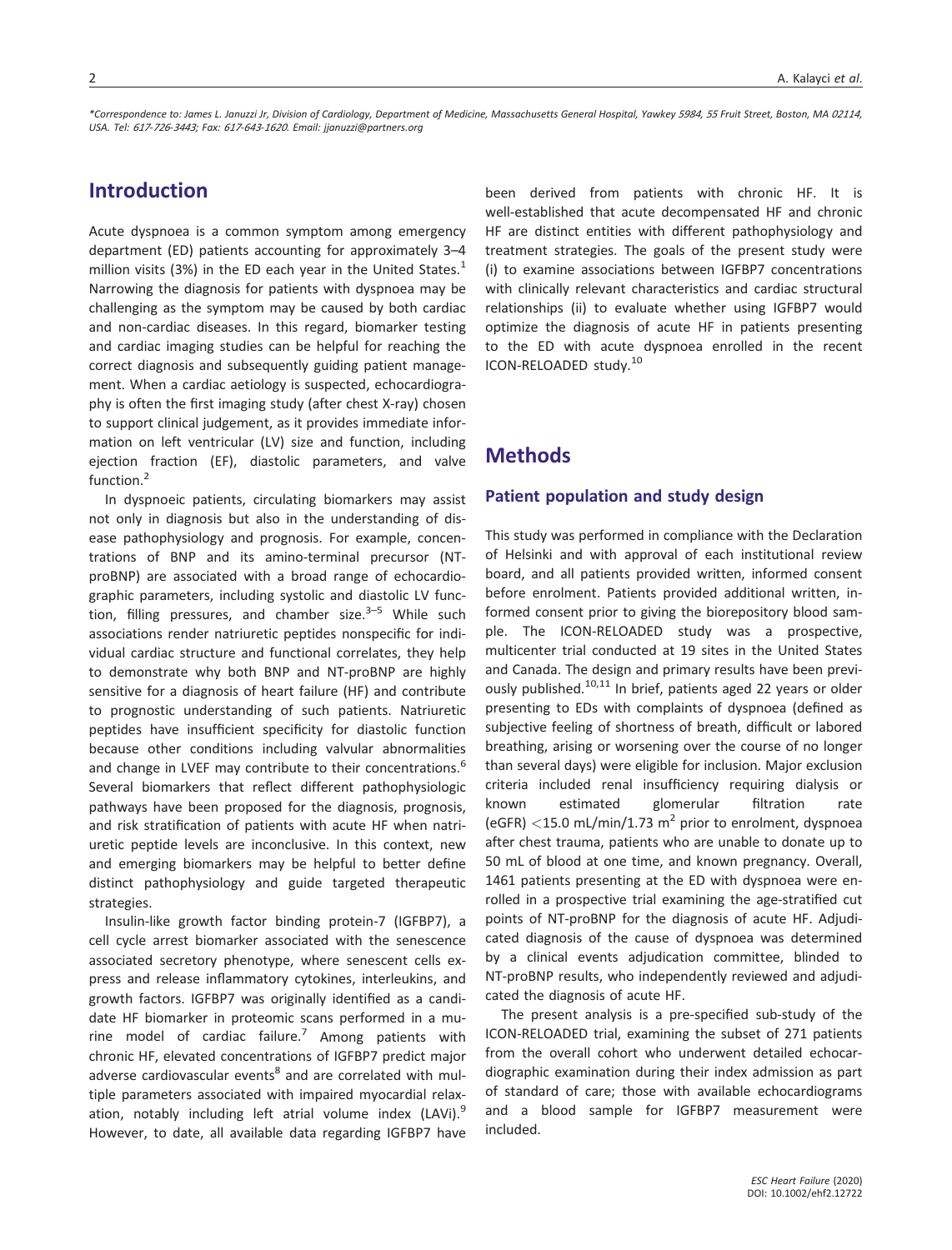*Correspondence to: James L. Januzzi Jr, Division of Cardiology, Department of Medicine, Massachusetts General Hospital, Yawkey 5984, 55 Fruit Street, Boston, MA 02114, USA. Tel: 617-726-3443; Fax: 617-643-1620. Email: jjanuzzi@partners.org

## Introduction

Acute dyspnoea is a common symptom among emergency department (ED) patients accounting for approximately 3–4 million visits (3%) in the ED each year in the United States.[1] Narrowing the diagnosis for patients with dyspnoea may be challenging as the symptom may be caused by both cardiac and non-cardiac diseases. In this regard, biomarker testing and cardiac imaging studies can be helpful for reaching the correct diagnosis and subsequently guiding patient management. When a cardiac aetiology is suspected, echocardiography is often the first imaging study (after chest X-ray) chosen to support clinical judgement, as it provides immediate information on left ventricular (LV) size and function, including ejection fraction (EF), diastolic parameters, and valve function.[2]

In dyspnoeic patients, circulating biomarkers may assist not only in diagnosis but also in the understanding of disease pathophysiology and prognosis. For example, concentrations of BNP and its amino-terminal precursor (NT-proBNP) are associated with a broad range of echocardiographic parameters, including systolic and diastolic LV function, filling pressures, and chamber size.[3–5] While such associations render natriuretic peptides nonspecific for individual cardiac structure and functional correlates, they help to demonstrate why both BNP and NT-proBNP are highly sensitive for a diagnosis of heart failure (HF) and contribute to prognostic understanding of such patients. Natriuretic peptides have insufficient specificity for diastolic function because other conditions including valvular abnormalities and change in LVEF may contribute to their concentrations.[6] Several biomarkers that reflect different pathophysiologic pathways have been proposed for the diagnosis, prognosis, and risk stratification of patients with acute HF when natriuretic peptide levels are inconclusive. In this context, new and emerging biomarkers may be helpful to better define distinct pathophysiology and guide targeted therapeutic strategies.

Insulin-like growth factor binding protein-7 (IGFBP7), a cell cycle arrest biomarker associated with the senescence associated secretory phenotype, where senescent cells express and release inflammatory cytokines, interleukins, and growth factors. IGFBP7 was originally identified as a candidate HF biomarker in proteomic scans performed in a murine model of cardiac failure.[7] Among patients with chronic HF, elevated concentrations of IGFBP7 predict major adverse cardiovascular events[8] and are correlated with multiple parameters associated with impaired myocardial relaxation, notably including left atrial volume index (LAVi).[9] However, to date, all available data regarding IGFBP7 have been derived from patients with chronic HF. It is well-established that acute decompensated HF and chronic HF are distinct entities with different pathophysiology and treatment strategies. The goals of the present study were (i) to examine associations between IGFBP7 concentrations with clinically relevant characteristics and cardiac structural relationships (ii) to evaluate whether using IGFBP7 would optimize the diagnosis of acute HF in patients presenting to the ED with acute dyspnoea enrolled in the recent ICON-RELOADED study.[10]

## Methods

### Patient population and study design

This study was performed in compliance with the Declaration of Helsinki and with approval of each institutional review board, and all patients provided written, informed consent before enrolment. Patients provided additional written, informed consent prior to giving the biorepository blood sample. The ICON-RELOADED study was a prospective, multicenter trial conducted at 19 sites in the United States and Canada. The design and primary results have been previously published.[10,11] In brief, patients aged 22 years or older presenting to EDs with complaints of dyspnoea (defined as subjective feeling of shortness of breath, difficult or labored breathing, arising or worsening over the course of no longer than several days) were eligible for inclusion. Major exclusion criteria included renal insufficiency requiring dialysis or known estimated glomerular filtration rate (eGFR) $<15.0$ mL/min/1.73 m$^2$ prior to enrolment, dyspnoea after chest trauma, patients who are unable to donate up to 50 mL of blood at one time, and known pregnancy. Overall, 1461 patients presenting at the ED with dyspnoea were enrolled in a prospective trial examining the age-stratified cut points of NT-proBNP for the diagnosis of acute HF. Adjudicated diagnosis of the cause of dyspnoea was determined by a clinical events adjudication committee, blinded to NT-proBNP results, who independently reviewed and adjudicated the diagnosis of acute HF.

The present analysis is a pre-specified sub-study of the ICON-RELOADED trial, examining the subset of 271 patients from the overall cohort who underwent detailed echocardiographic examination during their index admission as part of standard of care; those with available echocardiograms and a blood sample for IGFBP7 measurement were included.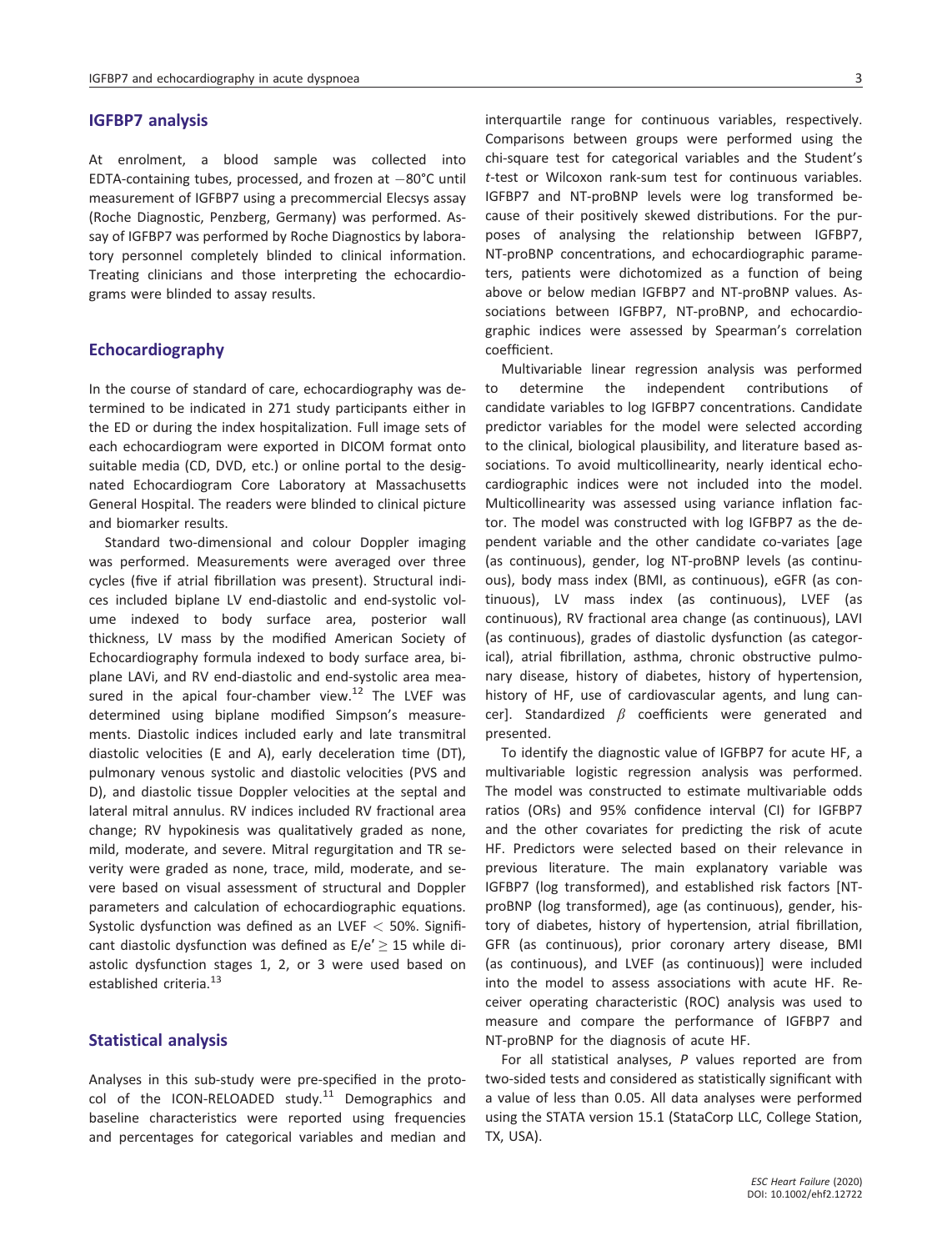## IGFBP7 analysis

At enrolment, a blood sample was collected into EDTA-containing tubes, processed, and frozen at −80°C until measurement of IGFBP7 using a precommercial Elecsys assay (Roche Diagnostic, Penzberg, Germany) was performed. Assay of IGFBP7 was performed by Roche Diagnostics by laboratory personnel completely blinded to clinical information. Treating clinicians and those interpreting the echocardiograms were blinded to assay results.

## Echocardiography

In the course of standard of care, echocardiography was determined to be indicated in 271 study participants either in the ED or during the index hospitalization. Full image sets of each echocardiogram were exported in DICOM format onto suitable media (CD, DVD, etc.) or online portal to the designated Echocardiogram Core Laboratory at Massachusetts General Hospital. The readers were blinded to clinical picture and biomarker results.

Standard two-dimensional and colour Doppler imaging was performed. Measurements were averaged over three cycles (five if atrial fibrillation was present). Structural indices included biplane LV end-diastolic and end-systolic volume indexed to body surface area, posterior wall thickness, LV mass by the modified American Society of Echocardiography formula indexed to body surface area, biplane LAVi, and RV end-diastolic and end-systolic area measured in the apical four-chamber view.[12] The LVEF was determined using biplane modified Simpson's measurements. Diastolic indices included early and late transmitral diastolic velocities (E and A), early deceleration time (DT), pulmonary venous systolic and diastolic velocities (PVS and D), and diastolic tissue Doppler velocities at the septal and lateral mitral annulus. RV indices included RV fractional area change; RV hypokinesis was qualitatively graded as none, mild, moderate, and severe. Mitral regurgitation and TR severity were graded as none, trace, mild, moderate, and severe based on visual assessment of structural and Doppler parameters and calculation of echocardiographic equations. Systolic dysfunction was defined as an LVEF $< 50\%$. Significant diastolic dysfunction was defined as $E/e' \geq 15$ while diastolic dysfunction stages 1, 2, or 3 were used based on established criteria.[13]

## Statistical analysis

Analyses in this sub-study were pre-specified in the protocol of the ICON-RELOADED study.[11] Demographics and baseline characteristics were reported using frequencies and percentages for categorical variables and median and interquartile range for continuous variables, respectively. Comparisons between groups were performed using the chi-square test for categorical variables and the Student's *t*-test or Wilcoxon rank-sum test for continuous variables. IGFBP7 and NT-proBNP levels were log transformed because of their positively skewed distributions. For the purposes of analysing the relationship between IGFBP7, NT-proBNP concentrations, and echocardiographic parameters, patients were dichotomized as a function of being above or below median IGFBP7 and NT-proBNP values. Associations between IGFBP7, NT-proBNP, and echocardiographic indices were assessed by Spearman's correlation coefficient.

Multivariable linear regression analysis was performed to determine the independent contributions of candidate variables to log IGFBP7 concentrations. Candidate predictor variables for the model were selected according to the clinical, biological plausibility, and literature based associations. To avoid multicollinearity, nearly identical echocardiographic indices were not included into the model. Multicollinearity was assessed using variance inflation factor. The model was constructed with log IGFBP7 as the dependent variable and the other candidate co-variates [age (as continuous), gender, log NT-proBNP levels (as continuous), body mass index (BMI, as continuous), eGFR (as continuous), LV mass index (as continuous), LVEF (as continuous), RV fractional area change (as continuous), LAVI (as continuous), grades of diastolic dysfunction (as categorical), atrial fibrillation, asthma, chronic obstructive pulmonary disease, history of diabetes, history of hypertension, history of HF, use of cardiovascular agents, and lung cancer]. Standardized $\beta$ coefficients were generated and presented.

To identify the diagnostic value of IGFBP7 for acute HF, a multivariable logistic regression analysis was performed. The model was constructed to estimate multivariable odds ratios (ORs) and 95% confidence interval (CI) for IGFBP7 and the other covariates for predicting the risk of acute HF. Predictors were selected based on their relevance in previous literature. The main explanatory variable was IGFBP7 (log transformed), and established risk factors [NT-proBNP (log transformed), age (as continuous), gender, history of diabetes, history of hypertension, atrial fibrillation, GFR (as continuous), prior coronary artery disease, BMI (as continuous), and LVEF (as continuous)] were included into the model to assess associations with acute HF. Receiver operating characteristic (ROC) analysis was used to measure and compare the performance of IGFBP7 and NT-proBNP for the diagnosis of acute HF.

For all statistical analyses, *P* values reported are from two-sided tests and considered as statistically significant with a value of less than 0.05. All data analyses were performed using the STATA version 15.1 (StataCorp LLC, College Station, TX, USA).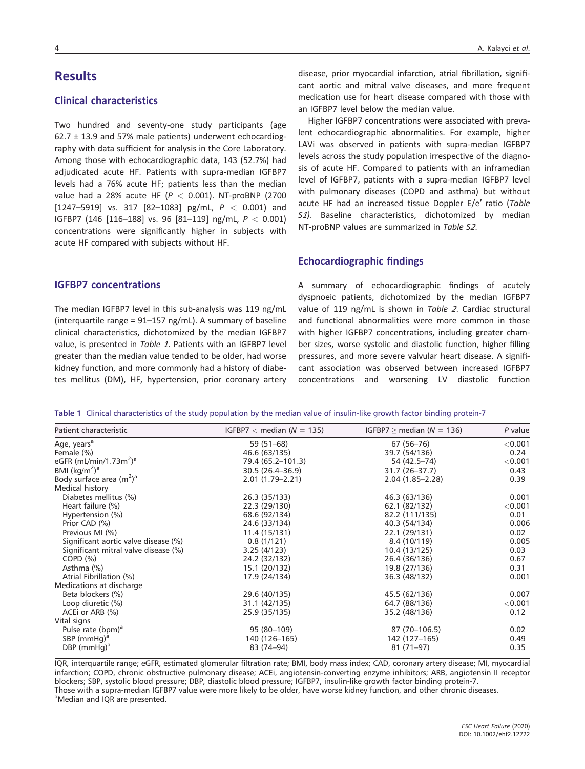## Results

### Clinical characteristics

Two hundred and seventy-one study participants (age 62.7 ± 13.9 and 57% male patients) underwent echocardiography with data sufficient for analysis in the Core Laboratory. Among those with echocardiographic data, 143 (52.7%) had adjudicated acute HF. Patients with supra-median IGFBP7 levels had a 76% acute HF; patients less than the median value had a 28% acute HF ($P < 0.001$). NT-proBNP (2700 [1247–5919] vs. 317 [82–1083] pg/mL, $P < 0.001$) and IGFBP7 (146 [116–188] vs. 96 [81–119] ng/mL, $P < 0.001$) concentrations were significantly higher in subjects with acute HF compared with subjects without HF.

### IGFBP7 concentrations

The median IGFBP7 level in this sub-analysis was 119 ng/mL (interquartile range = 91–157 ng/mL). A summary of baseline clinical characteristics, dichotomized by the median IGFBP7 value, is presented in *Table 1*. Patients with an IGFBP7 level greater than the median value tended to be older, had worse kidney function, and more commonly had a history of diabetes mellitus (DM), HF, hypertension, prior coronary artery disease, prior myocardial infarction, atrial fibrillation, significant aortic and mitral valve diseases, and more frequent medication use for heart disease compared with those with an IGFBP7 level below the median value.

Higher IGFBP7 concentrations were associated with prevalent echocardiographic abnormalities. For example, higher LAVi was observed in patients with supra-median IGFBP7 levels across the study population irrespective of the diagnosis of acute HF. Compared to patients with an inframedian level of IGFBP7, patients with a supra-median IGFBP7 level with pulmonary diseases (COPD and asthma) but without acute HF had an increased tissue Doppler E/e′ ratio (*Table S1)*. Baseline characteristics, dichotomized by median NT-proBNP values are summarized in *Table S2*.

### Echocardiographic findings

A summary of echocardiographic findings of acutely dyspnoeic patients, dichotomized by the median IGFBP7 value of 119 ng/mL is shown in *Table 2*. Cardiac structural and functional abnormalities were more common in those with higher IGFBP7 concentrations, including greater chamber sizes, worse systolic and diastolic function, higher filling pressures, and more severe valvular heart disease. A significant association was observed between increased IGFBP7 concentrations and worsening LV diastolic function

**Table 1** Clinical characteristics of the study population by the median value of insulin-like growth factor binding protein-7

| Patient characteristic | IGFBP7 < median ($N$ = 135) | IGFBP7 ≥ median ($N$ = 136) | $P$ value |
|---|---|---|---|
| Age, years[a] | 59 (51–68) | 67 (56–76) | <0.001 |
| Female (%) | 46.6 (63/135) | 39.7 (54/136) | 0.24 |
| eGFR (mL/min/1.73m$^2$)[a] | 79.4 (65.2–101.3) | 54 (42.5–74) | <0.001 |
| BMI (kg/m$^2$)[a] | 30.5 (26.4–36.9) | 31.7 (26–37.7) | 0.43 |
| Body surface area (m$^2$)[a] | 2.01 (1.79–2.21) | 2.04 (1.85–2.28) | 0.39 |
| Medical history | | | |
| Diabetes mellitus (%) | 26.3 (35/133) | 46.3 (63/136) | 0.001 |
| Heart failure (%) | 22.3 (29/130) | 62.1 (82/132) | <0.001 |
| Hypertension (%) | 68.6 (92/134) | 82.2 (111/135) | 0.01 |
| Prior CAD (%) | 24.6 (33/134) | 40.3 (54/134) | 0.006 |
| Previous MI (%) | 11.4 (15/131) | 22.1 (29/131) | 0.02 |
| Significant aortic valve disease (%) | 0.8 (1/121) | 8.4 (10/119) | 0.005 |
| Significant mitral valve disease (%) | 3.25 (4/123) | 10.4 (13/125) | 0.03 |
| COPD (%) | 24.2 (32/132) | 26.4 (36/136) | 0.67 |
| Asthma (%) | 15.1 (20/132) | 19.8 (27/136) | 0.31 |
| Atrial Fibrillation (%) | 17.9 (24/134) | 36.3 (48/132) | 0.001 |
| Medications at discharge | | | |
| Beta blockers (%) | 29.6 (40/135) | 45.5 (62/136) | 0.007 |
| Loop diuretic (%) | 31.1 (42/135) | 64.7 (88/136) | <0.001 |
| ACEi or ARB (%) | 25.9 (35/135) | 35.2 (48/136) | 0.12 |
| Vital signs | | | |
| Pulse rate (bpm)[a] | 95 (80–109) | 87 (70–106.5) | 0.02 |
| SBP (mmHg)[a] | 140 (126–165) | 142 (127–165) | 0.49 |
| DBP (mmHg)[a] | 83 (74–94) | 81 (71–97) | 0.35 |

IQR, interquartile range; eGFR, estimated glomerular filtration rate; BMI, body mass index; CAD, coronary artery disease; MI, myocardial infarction; COPD, chronic obstructive pulmonary disease; ACEi, angiotensin-converting enzyme inhibitors; ARB, angiotensin II receptor blockers; SBP, systolic blood pressure; DBP, diastolic blood pressure; IGFBP7, insulin-like growth factor binding protein-7.
Those with a supra-median IGFBP7 value were more likely to be older, have worse kidney function, and other chronic diseases.
[a]Median and IQR are presented.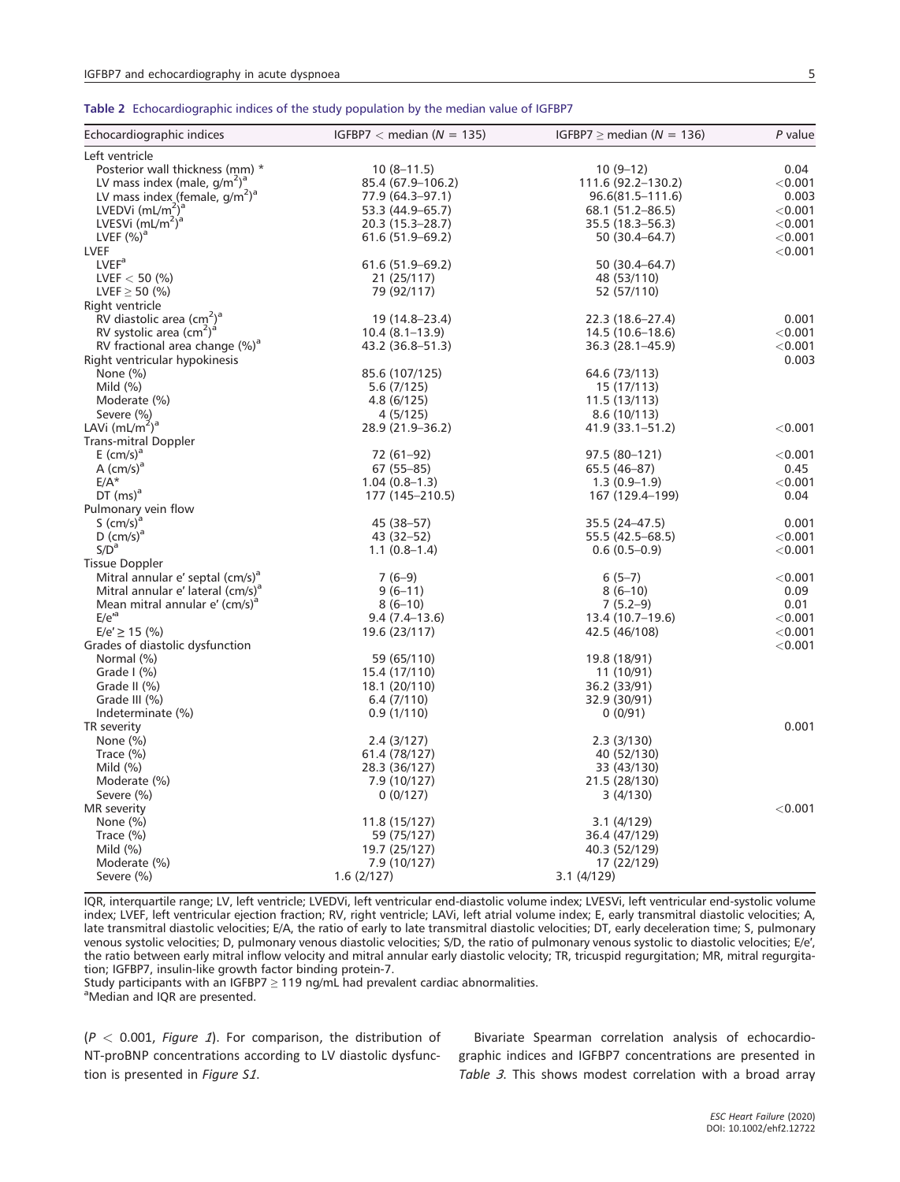**Table 2** Echocardiographic indices of the study population by the median value of IGFBP7

| Echocardiographic indices | IGFBP7 < median (N = 135) | IGFBP7 ≥ median (N = 136) | P value |
|---|---|---|---|
| Left ventricle | | | |
| Posterior wall thickness (mm) * | 10 (8–11.5) | 10 (9–12) | 0.04 |
| LV mass index (male, g/m$^2$)[a] | 85.4 (67.9–106.2) | 111.6 (92.2–130.2) | <0.001 |
| LV mass index (female, g/m$^2$)[a] | 77.9 (64.3–97.1) | 96.6(81.5–111.6) | 0.003 |
| LVEDVi (mL/m$^2$)[a] | 53.3 (44.9–65.7) | 68.1 (51.2–86.5) | <0.001 |
| LVESVi (mL/m$^2$)[a] | 20.3 (15.3–28.7) | 35.5 (18.3–56.3) | <0.001 |
| LVEF (%)[a] | 61.6 (51.9–69.2) | 50 (30.4–64.7) | <0.001 |
| LVEF | | | <0.001 |
| LVEF[a] | 61.6 (51.9–69.2) | 50 (30.4–64.7) | |
| LVEF < 50 (%) | 21 (25/117) | 48 (53/110) | |
| LVEF ≥ 50 (%) | 79 (92/117) | 52 (57/110) | |
| Right ventricle | | | |
| RV diastolic area (cm$^2$)[a] | 19 (14.8–23.4) | 22.3 (18.6–27.4) | 0.001 |
| RV systolic area (cm$^2$)[a] | 10.4 (8.1–13.9) | 14.5 (10.6–18.6) | <0.001 |
| RV fractional area change (%)[a] | 43.2 (36.8–51.3) | 36.3 (28.1–45.9) | <0.001 |
| Right ventricular hypokinesis | | | 0.003 |
| None (%) | 85.6 (107/125) | 64.6 (73/113) | |
| Mild (%) | 5.6 (7/125) | 15 (17/113) | |
| Moderate (%) | 4.8 (6/125) | 11.5 (13/113) | |
| Severe (%) | 4 (5/125) | 8.6 (10/113) | |
| LAVi (mL/m$^2$)[a] | 28.9 (21.9–36.2) | 41.9 (33.1–51.2) | <0.001 |
| Trans-mitral Doppler | | | |
| E (cm/s)[a] | 72 (61–92) | 97.5 (80–121) | <0.001 |
| A (cm/s)[a] | 67 (55–85) | 65.5 (46–87) | 0.45 |
| E/A* | 1.04 (0.8–1.3) | 1.3 (0.9–1.9) | <0.001 |
| DT (ms)[a] | 177 (145–210.5) | 167 (129.4–199) | 0.04 |
| Pulmonary vein flow | | | |
| S (cm/s)[a] | 45 (38–57) | 35.5 (24–47.5) | 0.001 |
| D (cm/s)[a] | 43 (32–52) | 55.5 (42.5–68.5) | <0.001 |
| S/D[a] | 1.1 (0.8–1.4) | 0.6 (0.5–0.9) | <0.001 |
| Tissue Doppler | | | |
| Mitral annular e' septal (cm/s)[a] | 7 (6–9) | 6 (5–7) | <0.001 |
| Mitral annular e' lateral (cm/s)[a] | 9 (6–11) | 8 (6–10) | 0.09 |
| Mean mitral annular e' (cm/s)[a] | 8 (6–10) | 7 (5.2–9) | 0.01 |
| E/e'[a] | 9.4 (7.4–13.6) | 13.4 (10.7–19.6) | <0.001 |
| E/e' ≥ 15 (%) | 19.6 (23/117) | 42.5 (46/108) | <0.001 |
| Grades of diastolic dysfunction | | | <0.001 |
| Normal (%) | 59 (65/110) | 19.8 (18/91) | |
| Grade I (%) | 15.4 (17/110) | 11 (10/91) | |
| Grade II (%) | 18.1 (20/110) | 36.2 (33/91) | |
| Grade III (%) | 6.4 (7/110) | 32.9 (30/91) | |
| Indeterminate (%) | 0.9 (1/110) | 0 (0/91) | |
| TR severity | | | 0.001 |
| None (%) | 2.4 (3/127) | 2.3 (3/130) | |
| Trace (%) | 61.4 (78/127) | 40 (52/130) | |
| Mild (%) | 28.3 (36/127) | 33 (43/130) | |
| Moderate (%) | 7.9 (10/127) | 21.5 (28/130) | |
| Severe (%) | 0 (0/127) | 3 (4/130) | |
| MR severity | | | <0.001 |
| None (%) | 11.8 (15/127) | 3.1 (4/129) | |
| Trace (%) | 59 (75/127) | 36.4 (47/129) | |
| Mild (%) | 19.7 (25/127) | 40.3 (52/129) | |
| Moderate (%) | 7.9 (10/127) | 17 (22/129) | |
| Severe (%) | 1.6 (2/127) | 3.1 (4/129) | |

IQR, interquartile range; LV, left ventricle; LVEDVi, left ventricular end-diastolic volume index; LVESVi, left ventricular end-systolic volume index; LVEF, left ventricular ejection fraction; RV, right ventricle; LAVi, left atrial volume index; E, early transmitral diastolic velocities; A, late transmitral diastolic velocities; E/A, the ratio of early to late transmitral diastolic velocities; DT, early deceleration time; S, pulmonary venous systolic velocities; D, pulmonary venous diastolic velocities; S/D, the ratio of pulmonary venous systolic to diastolic velocities; E/e', the ratio between early mitral inflow velocity and mitral annular early diastolic velocity; TR, tricuspid regurgitation; MR, mitral regurgitation; IGFBP7, insulin-like growth factor binding protein-7.

Study participants with an IGFBP7 ≥ 119 ng/mL had prevalent cardiac abnormalities.

[a]Median and IQR are presented.

($P < 0.001$, *Figure 1*). For comparison, the distribution of NT-proBNP concentrations according to LV diastolic dysfunction is presented in *Figure S1*.

Bivariate Spearman correlation analysis of echocardiographic indices and IGFBP7 concentrations are presented in *Table 3*. This shows modest correlation with a broad array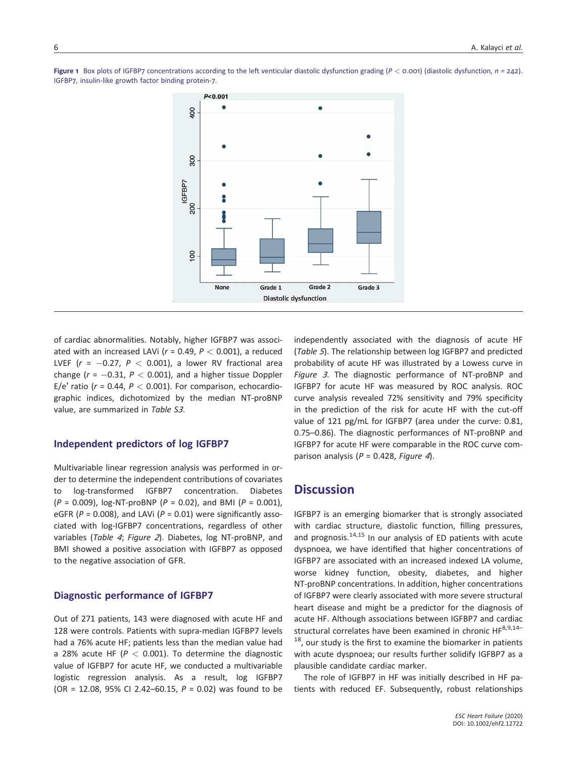**Figure 1** Box plots of IGFBP7 concentrations according to the left venticular diastolic dysfunction grading ($P < 0.001$) (diastolic dysfunction, $n = 242$). IGFBP7, insulin-like growth factor binding protein-7.

of cardiac abnormalities. Notably, higher IGFBP7 was associated with an increased LAVi ($r = 0.49$, $P < 0.001$), a reduced LVEF ($r = -0.27$, $P < 0.001$), a lower RV fractional area change ($r = -0.31$, $P < 0.001$), and a higher tissue Doppler E/e′ ratio ($r = 0.44$, $P < 0.001$). For comparison, echocardiographic indices, dichotomized by the median NT-proBNP value, are summarized in *Table S3*.

### Independent predictors of log IGFBP7

Multivariable linear regression analysis was performed in order to determine the independent contributions of covariates to log-transformed IGFBP7 concentration. Diabetes ($P = 0.009$), log-NT-proBNP ($P = 0.02$), and BMI ($P = 0.001$), eGFR ($P = 0.008$), and LAVi ($P = 0.01$) were significantly associated with log-IGFBP7 concentrations, regardless of other variables (*Table 4*; *Figure 2*). Diabetes, log NT-proBNP, and BMI showed a positive association with IGFBP7 as opposed to the negative association of GFR.

### Diagnostic performance of IGFBP7

Out of 271 patients, 143 were diagnosed with acute HF and 128 were controls. Patients with supra-median IGFBP7 levels had a 76% acute HF; patients less than the median value had a 28% acute HF ($P < 0.001$). To determine the diagnostic value of IGFBP7 for acute HF, we conducted a multivariable logistic regression analysis. As a result, log IGFBP7 (OR = 12.08, 95% CI 2.42–60.15, $P = 0.02$) was found to be independently associated with the diagnosis of acute HF (*Table 5*). The relationship between log IGFBP7 and predicted probability of acute HF was illustrated by a Lowess curve in *Figure 3*. The diagnostic performance of NT-proBNP and IGFBP7 for acute HF was measured by ROC analysis. ROC curve analysis revealed 72% sensitivity and 79% specificity in the prediction of the risk for acute HF with the cut-off value of 121 pg/mL for IGFBP7 (area under the curve: 0.81, 0.75–0.86). The diagnostic performances of NT-proBNP and IGFBP7 for acute HF were comparable in the ROC curve comparison analysis ($P = 0.428$, *Figure 4*).

## Discussion

IGFBP7 is an emerging biomarker that is strongly associated with cardiac structure, diastolic function, filling pressures, and prognosis.[14,15] In our analysis of ED patients with acute dyspnoea, we have identified that higher concentrations of IGFBP7 are associated with an increased indexed LA volume, worse kidney function, obesity, diabetes, and higher NT-proBNP concentrations. In addition, higher concentrations of IGFBP7 were clearly associated with more severe structural heart disease and might be a predictor for the diagnosis of acute HF. Although associations between IGFBP7 and cardiac structural correlates have been examined in chronic HF[8,9,14–18], our study is the first to examine the biomarker in patients with acute dyspnoea; our results further solidify IGFBP7 as a plausible candidate cardiac marker.

The role of IGFBP7 in HF was initially described in HF patients with reduced EF. Subsequently, robust relationships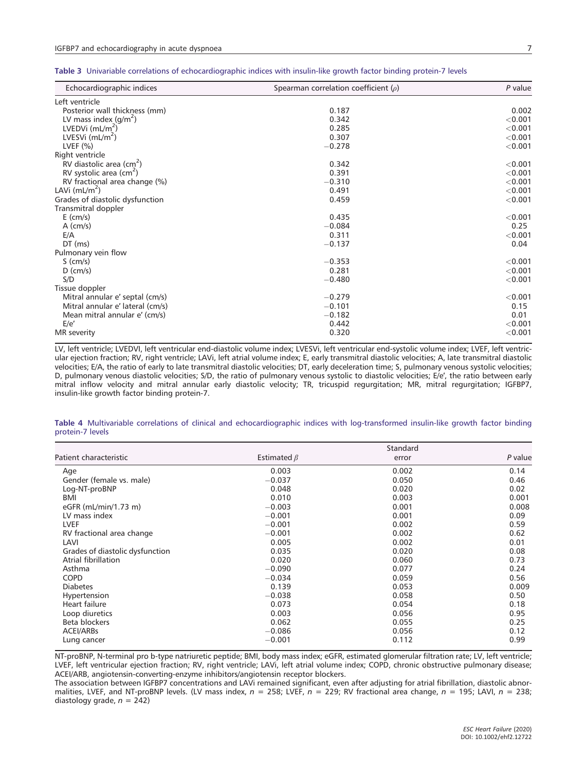**Table 3** Univariable correlations of echocardiographic indices with insulin-like growth factor binding protein-7 levels

| Echocardiographic indices | Spearman correlation coefficient ($\rho$) | *P* value |
|---|---|---|
| Left ventricle | | |
| Posterior wall thickness (mm) | 0.187 | 0.002 |
| LV mass index (g/m$^2$) | 0.342 | <0.001 |
| LVEDVi (mL/m$^2$) | 0.285 | <0.001 |
| LVESVi (mL/m$^2$) | 0.307 | <0.001 |
| LVEF (%) | −0.278 | <0.001 |
| Right ventricle | | |
| RV diastolic area (cm$^2$) | 0.342 | <0.001 |
| RV systolic area (cm$^2$) | 0.391 | <0.001 |
| RV fractional area change (%) | −0.310 | <0.001 |
| LAVi (mL/m$^2$) | 0.491 | <0.001 |
| Grades of diastolic dysfunction | 0.459 | <0.001 |
| Transmitral doppler | | |
| E (cm/s) | 0.435 | <0.001 |
| A (cm/s) | −0.084 | 0.25 |
| E/A | 0.311 | <0.001 |
| DT (ms) | −0.137 | 0.04 |
| Pulmonary vein flow | | |
| S (cm/s) | −0.353 | <0.001 |
| D (cm/s) | 0.281 | <0.001 |
| S/D | −0.480 | <0.001 |
| Tissue doppler | | |
| Mitral annular e′ septal (cm/s) | −0.279 | <0.001 |
| Mitral annular e′ lateral (cm/s) | −0.101 | 0.15 |
| Mean mitral annular e′ (cm/s) | −0.182 | 0.01 |
| E/e′ | 0.442 | <0.001 |
| MR severity | 0.320 | <0.001 |

LV, left ventricle; LVEDVI, left ventricular end-diastolic volume index; LVESVi, left ventricular end-systolic volume index; LVEF, left ventricular ejection fraction; RV, right ventricle; LAVi, left atrial volume index; E, early transmitral diastolic velocities; A, late transmitral diastolic velocities; E/A, the ratio of early to late transmitral diastolic velocities; DT, early deceleration time; S, pulmonary venous systolic velocities; D, pulmonary venous diastolic velocities; S/D, the ratio of pulmonary venous systolic to diastolic velocities; E/e′, the ratio between early mitral inflow velocity and mitral annular early diastolic velocity; TR, tricuspid regurgitation; MR, mitral regurgitation; IGFBP7, insulin-like growth factor binding protein-7.

**Table 4** Multivariable correlations of clinical and echocardiographic indices with log-transformed insulin-like growth factor binding protein-7 levels

| Patient characteristic | Estimated $\beta$ | Standard error | *P* value |
|---|---|---|---|
| Age | 0.003 | 0.002 | 0.14 |
| Gender (female vs. male) | −0.037 | 0.050 | 0.46 |
| Log-NT-proBNP | 0.048 | 0.020 | 0.02 |
| BMI | 0.010 | 0.003 | 0.001 |
| eGFR (mL/min/1.73 m) | −0.003 | 0.001 | 0.008 |
| LV mass index | −0.001 | 0.001 | 0.09 |
| LVEF | −0.001 | 0.002 | 0.59 |
| RV fractional area change | −0.001 | 0.002 | 0.62 |
| LAVI | 0.005 | 0.002 | 0.01 |
| Grades of diastolic dysfunction | 0.035 | 0.020 | 0.08 |
| Atrial fibrillation | 0.020 | 0.060 | 0.73 |
| Asthma | −0.090 | 0.077 | 0.24 |
| COPD | −0.034 | 0.059 | 0.56 |
| Diabetes | 0.139 | 0.053 | 0.009 |
| Hypertension | −0.038 | 0.058 | 0.50 |
| Heart failure | 0.073 | 0.054 | 0.18 |
| Loop diuretics | 0.003 | 0.056 | 0.95 |
| Beta blockers | 0.062 | 0.055 | 0.25 |
| ACEI/ARBs | −0.086 | 0.056 | 0.12 |
| Lung cancer | −0.001 | 0.112 | 0.99 |

NT-proBNP, N-terminal pro b-type natriuretic peptide; BMI, body mass index; eGFR, estimated glomerular filtration rate; LV, left ventricle; LVEF, left ventricular ejection fraction; RV, right ventricle; LAVi, left atrial volume index; COPD, chronic obstructive pulmonary disease; ACEI/ARB, angiotensin-converting-enzyme inhibitors/angiotensin receptor blockers.

The association between IGFBP7 concentrations and LAVi remained significant, even after adjusting for atrial fibrillation, diastolic abnormalities, LVEF, and NT-proBNP levels. (LV mass index, $n$ = 258; LVEF, $n$ = 229; RV fractional area change, $n$ = 195; LAVI, $n$ = 238; diastology grade, $n$ = 242)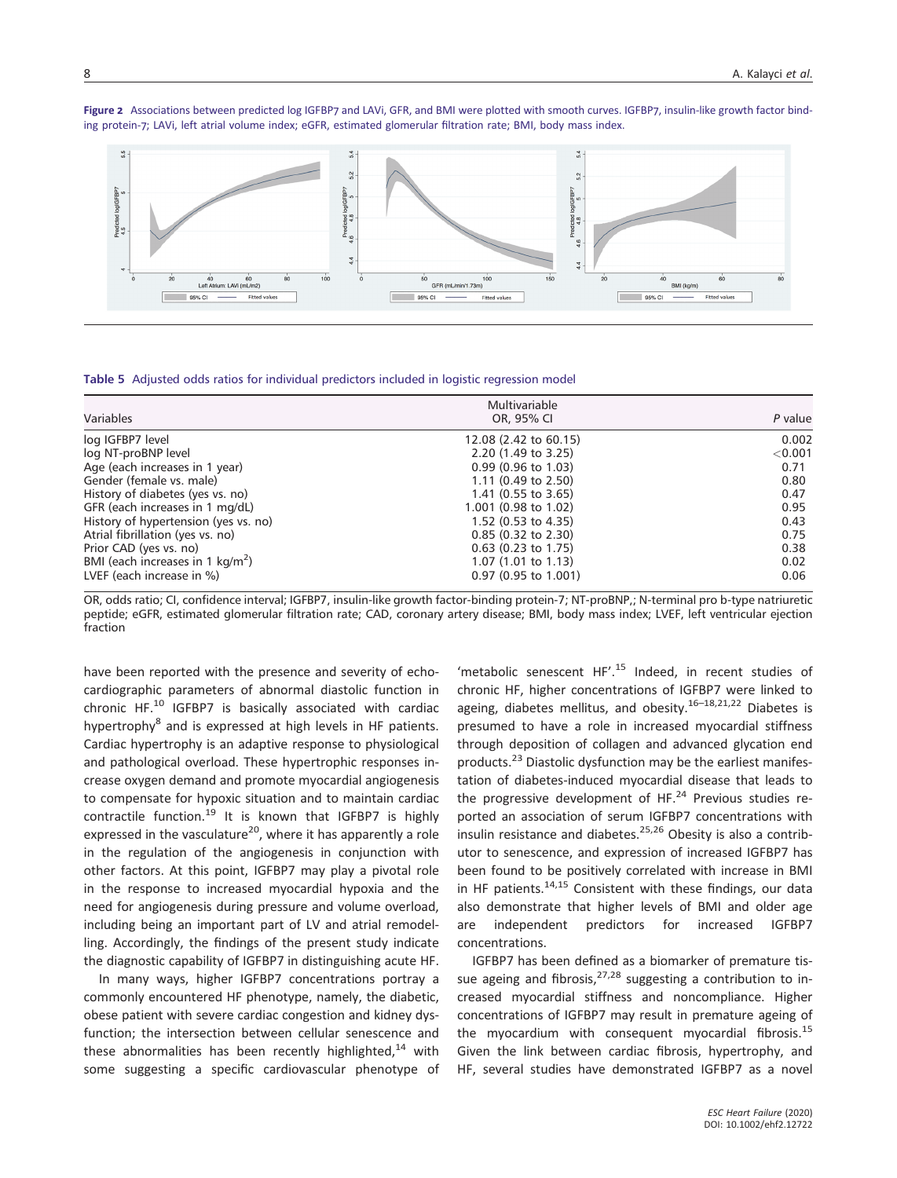**Figure 2** Associations between predicted log IGFBP7 and LAVi, GFR, and BMI were plotted with smooth curves. IGFBP7, insulin-like growth factor binding protein-7; LAVi, left atrial volume index; eGFR, estimated glomerular filtration rate; BMI, body mass index.

**Table 5** Adjusted odds ratios for individual predictors included in logistic regression model

| Variables | Multivariable OR, 95% CI | P value |
|---|---|---|
| log IGFBP7 level | 12.08 (2.42 to 60.15) | 0.002 |
| log NT-proBNP level | 2.20 (1.49 to 3.25) | <0.001 |
| Age (each increases in 1 year) | 0.99 (0.96 to 1.03) | 0.71 |
| Gender (female vs. male) | 1.11 (0.49 to 2.50) | 0.80 |
| History of diabetes (yes vs. no) | 1.41 (0.55 to 3.65) | 0.47 |
| GFR (each increases in 1 mg/dL) | 1.001 (0.98 to 1.02) | 0.95 |
| History of hypertension (yes vs. no) | 1.52 (0.53 to 4.35) | 0.43 |
| Atrial fibrillation (yes vs. no) | 0.85 (0.32 to 2.30) | 0.75 |
| Prior CAD (yes vs. no) | 0.63 (0.23 to 1.75) | 0.38 |
| BMI (each increases in 1 kg/m$^2$) | 1.07 (1.01 to 1.13) | 0.02 |
| LVEF (each increase in %) | 0.97 (0.95 to 1.001) | 0.06 |

OR, odds ratio; CI, confidence interval; IGFBP7, insulin-like growth factor-binding protein-7; NT-proBNP,; N-terminal pro b-type natriuretic peptide; eGFR, estimated glomerular filtration rate; CAD, coronary artery disease; BMI, body mass index; LVEF, left ventricular ejection fraction

have been reported with the presence and severity of echocardiographic parameters of abnormal diastolic function in chronic HF.[10] IGFBP7 is basically associated with cardiac hypertrophy[8] and is expressed at high levels in HF patients. Cardiac hypertrophy is an adaptive response to physiological and pathological overload. These hypertrophic responses increase oxygen demand and promote myocardial angiogenesis to compensate for hypoxic situation and to maintain cardiac contractile function.[19] It is known that IGFBP7 is highly expressed in the vasculature[20], where it has apparently a role in the regulation of the angiogenesis in conjunction with other factors. At this point, IGFBP7 may play a pivotal role in the response to increased myocardial hypoxia and the need for angiogenesis during pressure and volume overload, including being an important part of LV and atrial remodelling. Accordingly, the findings of the present study indicate the diagnostic capability of IGFBP7 in distinguishing acute HF.

In many ways, higher IGFBP7 concentrations portray a commonly encountered HF phenotype, namely, the diabetic, obese patient with severe cardiac congestion and kidney dysfunction; the intersection between cellular senescence and these abnormalities has been recently highlighted,[14] with some suggesting a specific cardiovascular phenotype of 'metabolic senescent HF'.[15] Indeed, in recent studies of chronic HF, higher concentrations of IGFBP7 were linked to ageing, diabetes mellitus, and obesity.[16–18,21,22] Diabetes is presumed to have a role in increased myocardial stiffness through deposition of collagen and advanced glycation end products.[23] Diastolic dysfunction may be the earliest manifestation of diabetes-induced myocardial disease that leads to the progressive development of HF.[24] Previous studies reported an association of serum IGFBP7 concentrations with insulin resistance and diabetes.[25,26] Obesity is also a contributor to senescence, and expression of increased IGFBP7 has been found to be positively correlated with increase in BMI in HF patients.[14,15] Consistent with these findings, our data also demonstrate that higher levels of BMI and older age are independent predictors for increased IGFBP7 concentrations.

IGFBP7 has been defined as a biomarker of premature tissue ageing and fibrosis,[27,28] suggesting a contribution to increased myocardial stiffness and noncompliance. Higher concentrations of IGFBP7 may result in premature ageing of the myocardium with consequent myocardial fibrosis.[15] Given the link between cardiac fibrosis, hypertrophy, and HF, several studies have demonstrated IGFBP7 as a novel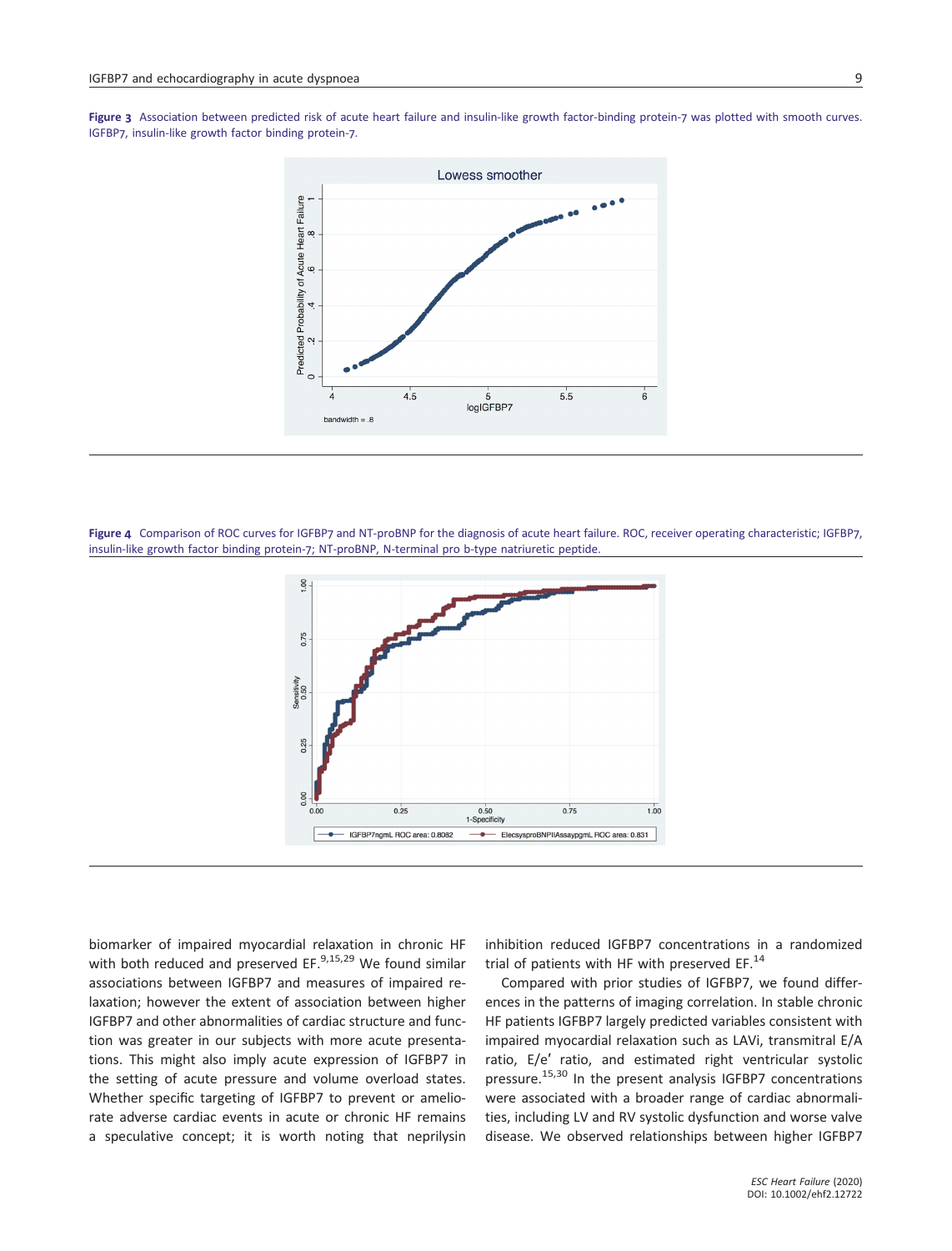**Figure 3** Association between predicted risk of acute heart failure and insulin-like growth factor-binding protein-7 was plotted with smooth curves. IGFBP7, insulin-like growth factor binding protein-7.

**Figure 4** Comparison of ROC curves for IGFBP7 and NT-proBNP for the diagnosis of acute heart failure. ROC, receiver operating characteristic; IGFBP7, insulin-like growth factor binding protein-7; NT-proBNP, N-terminal pro b-type natriuretic peptide.

biomarker of impaired myocardial relaxation in chronic HF with both reduced and preserved EF.[9,15,29] We found similar associations between IGFBP7 and measures of impaired relaxation; however the extent of association between higher IGFBP7 and other abnormalities of cardiac structure and function was greater in our subjects with more acute presentations. This might also imply acute expression of IGFBP7 in the setting of acute pressure and volume overload states. Whether specific targeting of IGFBP7 to prevent or ameliorate adverse cardiac events in acute or chronic HF remains a speculative concept; it is worth noting that neprilysin inhibition reduced IGFBP7 concentrations in a randomized trial of patients with HF with preserved EF.[14]

Compared with prior studies of IGFBP7, we found differences in the patterns of imaging correlation. In stable chronic HF patients IGFBP7 largely predicted variables consistent with impaired myocardial relaxation such as LAVi, transmitral E/A ratio, E/e′ ratio, and estimated right ventricular systolic pressure.[15,30] In the present analysis IGFBP7 concentrations were associated with a broader range of cardiac abnormalities, including LV and RV systolic dysfunction and worse valve disease. We observed relationships between higher IGFBP7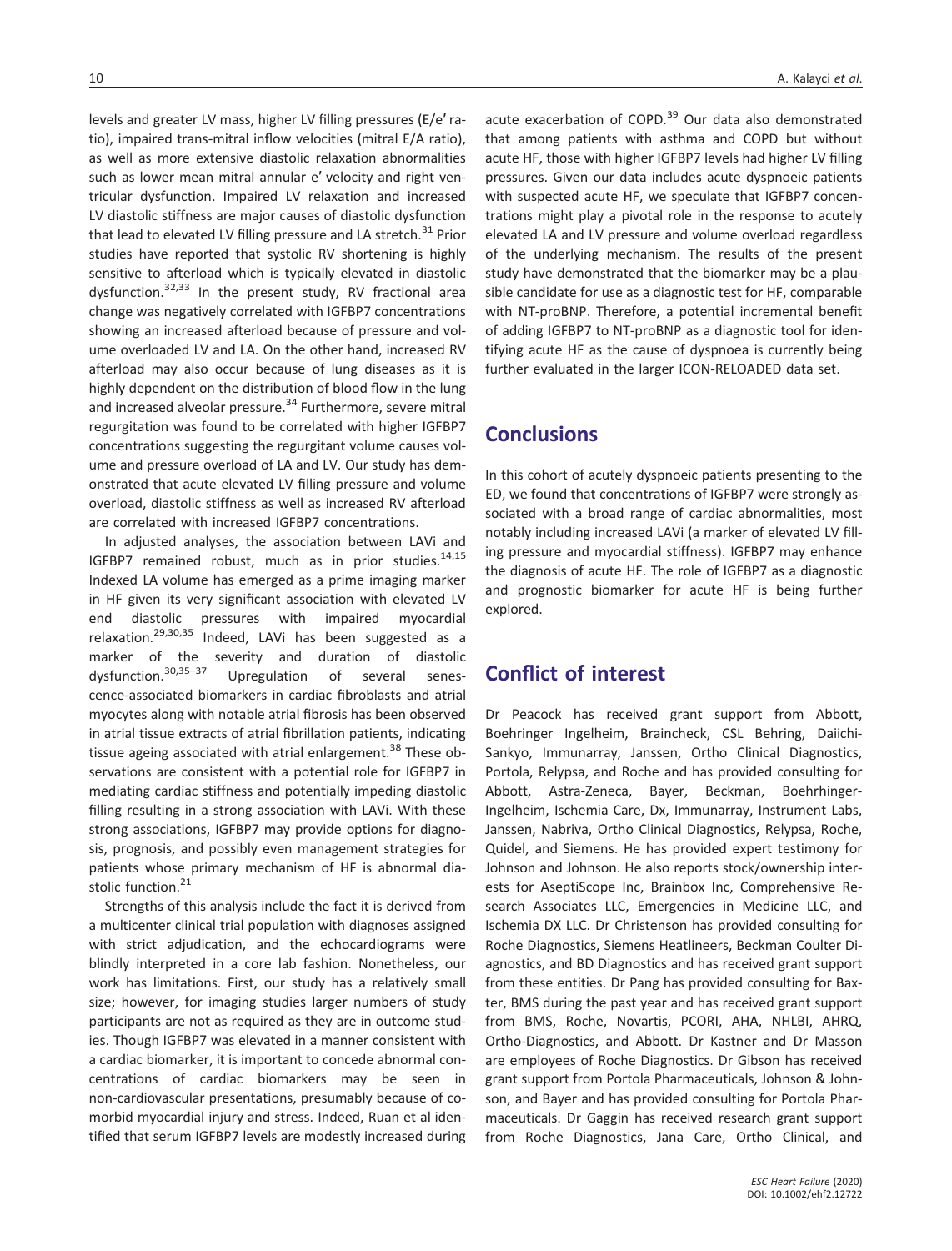levels and greater LV mass, higher LV filling pressures (E/e′ ratio), impaired trans-mitral inflow velocities (mitral E/A ratio), as well as more extensive diastolic relaxation abnormalities such as lower mean mitral annular e′ velocity and right ventricular dysfunction. Impaired LV relaxation and increased LV diastolic stiffness are major causes of diastolic dysfunction that lead to elevated LV filling pressure and LA stretch.[31] Prior studies have reported that systolic RV shortening is highly sensitive to afterload which is typically elevated in diastolic dysfunction.[32,33] In the present study, RV fractional area change was negatively correlated with IGFBP7 concentrations showing an increased afterload because of pressure and volume overloaded LV and LA. On the other hand, increased RV afterload may also occur because of lung diseases as it is highly dependent on the distribution of blood flow in the lung and increased alveolar pressure.[34] Furthermore, severe mitral regurgitation was found to be correlated with higher IGFBP7 concentrations suggesting the regurgitant volume causes volume and pressure overload of LA and LV. Our study has demonstrated that acute elevated LV filling pressure and volume overload, diastolic stiffness as well as increased RV afterload are correlated with increased IGFBP7 concentrations.

In adjusted analyses, the association between LAVi and IGFBP7 remained robust, much as in prior studies.[14,15] Indexed LA volume has emerged as a prime imaging marker in HF given its very significant association with elevated LV end diastolic pressures with impaired myocardial relaxation.[29,30,35] Indeed, LAVi has been suggested as a marker of the severity and duration of diastolic dysfunction.[30,35–37] Upregulation of several senescence-associated biomarkers in cardiac fibroblasts and atrial myocytes along with notable atrial fibrosis has been observed in atrial tissue extracts of atrial fibrillation patients, indicating tissue ageing associated with atrial enlargement.[38] These observations are consistent with a potential role for IGFBP7 in mediating cardiac stiffness and potentially impeding diastolic filling resulting in a strong association with LAVi. With these strong associations, IGFBP7 may provide options for diagnosis, prognosis, and possibly even management strategies for patients whose primary mechanism of HF is abnormal diastolic function.[21]

Strengths of this analysis include the fact it is derived from a multicenter clinical trial population with diagnoses assigned with strict adjudication, and the echocardiograms were blindly interpreted in a core lab fashion. Nonetheless, our work has limitations. First, our study has a relatively small size; however, for imaging studies larger numbers of study participants are not as required as they are in outcome studies. Though IGFBP7 was elevated in a manner consistent with a cardiac biomarker, it is important to concede abnormal concentrations of cardiac biomarkers may be seen in non-cardiovascular presentations, presumably because of comorbid myocardial injury and stress. Indeed, Ruan et al identified that serum IGFBP7 levels are modestly increased during acute exacerbation of COPD.[39] Our data also demonstrated that among patients with asthma and COPD but without acute HF, those with higher IGFBP7 levels had higher LV filling pressures. Given our data includes acute dyspnoeic patients with suspected acute HF, we speculate that IGFBP7 concentrations might play a pivotal role in the response to acutely elevated LA and LV pressure and volume overload regardless of the underlying mechanism. The results of the present study have demonstrated that the biomarker may be a plausible candidate for use as a diagnostic test for HF, comparable with NT-proBNP. Therefore, a potential incremental benefit of adding IGFBP7 to NT-proBNP as a diagnostic tool for identifying acute HF as the cause of dyspnoea is currently being further evaluated in the larger ICON-RELOADED data set.

## Conclusions

In this cohort of acutely dyspnoeic patients presenting to the ED, we found that concentrations of IGFBP7 were strongly associated with a broad range of cardiac abnormalities, most notably including increased LAVi (a marker of elevated LV filling pressure and myocardial stiffness). IGFBP7 may enhance the diagnosis of acute HF. The role of IGFBP7 as a diagnostic and prognostic biomarker for acute HF is being further explored.

## Conflict of interest

Dr Peacock has received grant support from Abbott, Boehringer Ingelheim, Braincheck, CSL Behring, Daiichi-Sankyo, Immunarray, Janssen, Ortho Clinical Diagnostics, Portola, Relypsa, and Roche and has provided consulting for Abbott, Astra-Zeneca, Bayer, Beckman, Boehrhinger-Ingelheim, Ischemia Care, Dx, Immunarray, Instrument Labs, Janssen, Nabriva, Ortho Clinical Diagnostics, Relypsa, Roche, Quidel, and Siemens. He has provided expert testimony for Johnson and Johnson. He also reports stock/ownership interests for AseptiScope Inc, Brainbox Inc, Comprehensive Research Associates LLC, Emergencies in Medicine LLC, and Ischemia DX LLC. Dr Christenson has provided consulting for Roche Diagnostics, Siemens Heatlineers, Beckman Coulter Diagnostics, and BD Diagnostics and has received grant support from these entities. Dr Pang has provided consulting for Baxter, BMS during the past year and has received grant support from BMS, Roche, Novartis, PCORI, AHA, NHLBI, AHRQ, Ortho-Diagnostics, and Abbott. Dr Kastner and Dr Masson are employees of Roche Diagnostics. Dr Gibson has received grant support from Portola Pharmaceuticals, Johnson & Johnson, and Bayer and has provided consulting for Portola Pharmaceuticals. Dr Gaggin has received research grant support from Roche Diagnostics, Jana Care, Ortho Clinical, and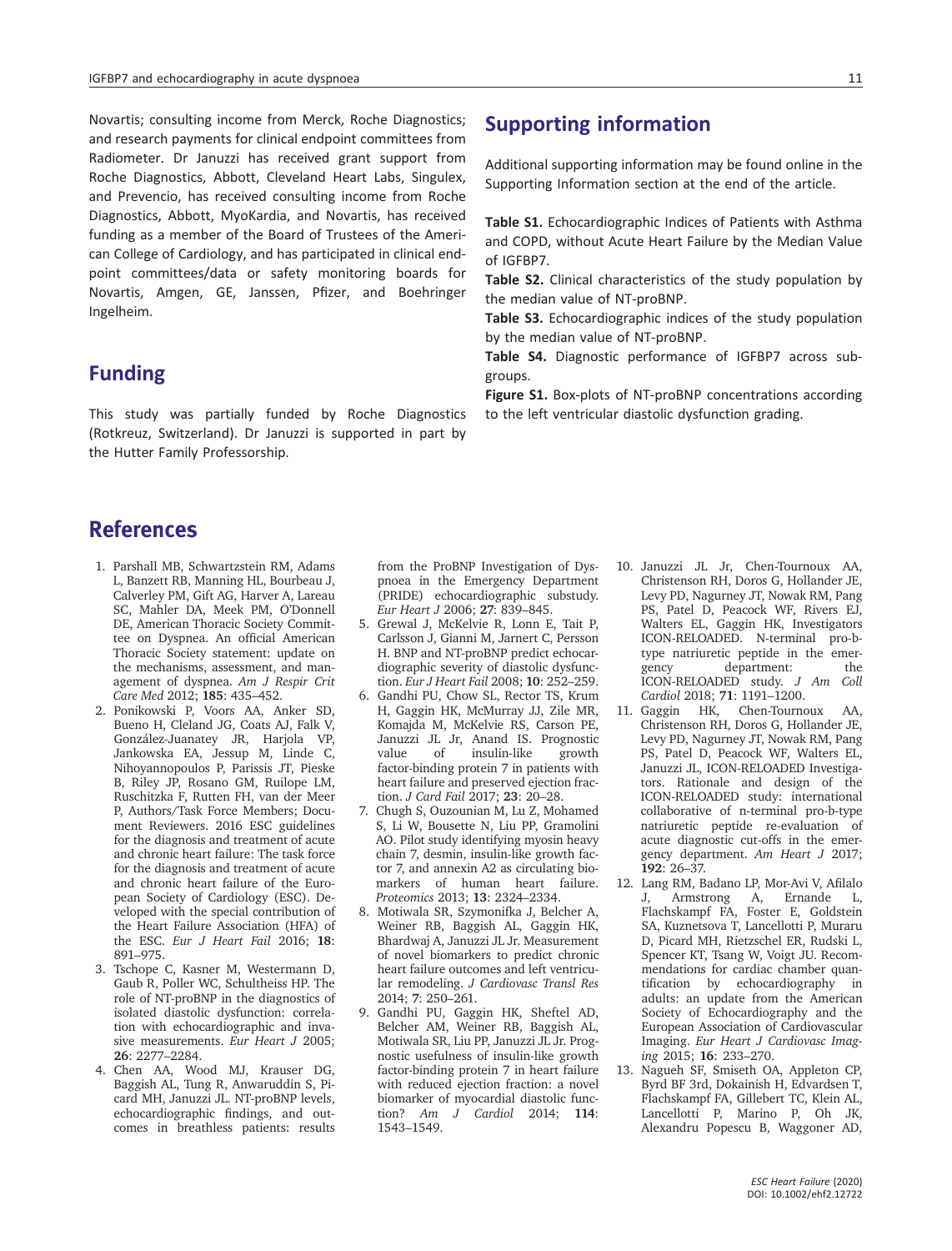Novartis; consulting income from Merck, Roche Diagnostics; and research payments for clinical endpoint committees from Radiometer. Dr Januzzi has received grant support from Roche Diagnostics, Abbott, Cleveland Heart Labs, Singulex, and Prevencio, has received consulting income from Roche Diagnostics, Abbott, MyoKardia, and Novartis, has received funding as a member of the Board of Trustees of the American College of Cardiology, and has participated in clinical endpoint committees/data or safety monitoring boards for Novartis, Amgen, GE, Janssen, Pfizer, and Boehringer Ingelheim.

## Funding

This study was partially funded by Roche Diagnostics (Rotkreuz, Switzerland). Dr Januzzi is supported in part by the Hutter Family Professorship.

## Supporting information

Additional supporting information may be found online in the Supporting Information section at the end of the article.

**Table S1.** Echocardiographic Indices of Patients with Asthma and COPD, without Acute Heart Failure by the Median Value of IGFBP7.

**Table S2.** Clinical characteristics of the study population by the median value of NT-proBNP.

**Table S3.** Echocardiographic indices of the study population by the median value of NT-proBNP.

**Table S4.** Diagnostic performance of IGFBP7 across subgroups.

**Figure S1.** Box-plots of NT-proBNP concentrations according to the left ventricular diastolic dysfunction grading.

## References

1. Parshall MB, Schwartzstein RM, Adams L, Banzett RB, Manning HL, Bourbeau J, Calverley PM, Gift AG, Harver A, Lareau SC, Mahler DA, Meek PM, O'Donnell DE, American Thoracic Society Committee on Dyspnea. An official American Thoracic Society statement: update on the mechanisms, assessment, and management of dyspnea. *Am J Respir Crit Care Med* 2012; **185**: 435–452.
2. Ponikowski P, Voors AA, Anker SD, Bueno H, Cleland JG, Coats AJ, Falk V, González-Juanatey JR, Harjola VP, Jankowska EA, Jessup M, Linde C, Nihoyannopoulos P, Parissis JT, Pieske B, Riley JP, Rosano GM, Ruilope LM, Ruschitzka F, Rutten FH, van der Meer P, Authors/Task Force Members; Document Reviewers. 2016 ESC guidelines for the diagnosis and treatment of acute and chronic heart failure: The task force for the diagnosis and treatment of acute and chronic heart failure of the European Society of Cardiology (ESC). Developed with the special contribution of the Heart Failure Association (HFA) of the ESC. *Eur J Heart Fail* 2016; **18**: 891–975.
3. Tschope C, Kasner M, Westermann D, Gaub R, Poller WC, Schultheiss HP. The role of NT-proBNP in the diagnostics of isolated diastolic dysfunction: correlation with echocardiographic and invasive measurements. *Eur Heart J* 2005; **26**: 2277–2284.
4. Chen AA, Wood MJ, Krauser DG, Baggish AL, Tung R, Anwaruddin S, Picard MH, Januzzi JL. NT-proBNP levels, echocardiographic findings, and outcomes in breathless patients: results from the ProBNP Investigation of Dyspnoea in the Emergency Department (PRIDE) echocardiographic substudy. *Eur Heart J* 2006; **27**: 839–845.
5. Grewal J, McKelvie R, Lonn E, Tait P, Carlsson J, Gianni M, Jarnert C, Persson H. BNP and NT-proBNP predict echocardiographic severity of diastolic dysfunction. *Eur J Heart Fail* 2008; **10**: 252–259.
6. Gandhi PU, Chow SL, Rector TS, Krum H, Gaggin HK, McMurray JJ, Zile MR, Komajda M, McKelvie RS, Carson PE, Januzzi JL Jr, Anand IS. Prognostic value of insulin-like growth factor-binding protein 7 in patients with heart failure and preserved ejection fraction. *J Card Fail* 2017; **23**: 20–28.
7. Chugh S, Ouzounian M, Lu Z, Mohamed S, Li W, Bousette N, Liu PP, Gramolini AO. Pilot study identifying myosin heavy chain 7, desmin, insulin-like growth factor 7, and annexin A2 as circulating biomarkers of human heart failure. *Proteomics* 2013; **13**: 2324–2334.
8. Motiwala SR, Szymonifka J, Belcher A, Weiner RB, Baggish AL, Gaggin HK, Bhardwaj A, Januzzi JL Jr. Measurement of novel biomarkers to predict chronic heart failure outcomes and left ventricular remodeling. *J Cardiovasc Transl Res* 2014; **7**: 250–261.
9. Gandhi PU, Gaggin HK, Sheftel AD, Belcher AM, Weiner RB, Baggish AL, Motiwala SR, Liu PP, Januzzi JL Jr. Prognostic usefulness of insulin-like growth factor-binding protein 7 in heart failure with reduced ejection fraction: a novel biomarker of myocardial diastolic function? *Am J Cardiol* 2014; **114**: 1543–1549.
10. Januzzi JL Jr, Chen-Tournoux AA, Christenson RH, Doros G, Hollander JE, Levy PD, Nagurney JT, Nowak RM, Pang PS, Patel D, Peacock WF, Rivers EJ, Walters EL, Gaggin HK, Investigators ICON-RELOADED. N-terminal pro-b-type natriuretic peptide in the emergency department: the ICON-RELOADED study. *J Am Coll Cardiol* 2018; **71**: 1191–1200.
11. Gaggin HK, Chen-Tournoux AA, Christenson RH, Doros G, Hollander JE, Levy PD, Nagurney JT, Nowak RM, Pang PS, Patel D, Peacock WF, Walters EL, Januzzi JL, ICON-RELOADED Investigators. Rationale and design of the ICON-RELOADED study: international collaborative of n-terminal pro-b-type natriuretic peptide re-evaluation of acute diagnostic cut-offs in the emergency department. *Am Heart J* 2017; **192**: 26–37.
12. Lang RM, Badano LP, Mor-Avi V, Afilalo J, Armstrong A, Ernande L, Flachskampf FA, Foster E, Goldstein SA, Kuznetsova T, Lancellotti P, Muraru D, Picard MH, Rietzschel ER, Rudski L, Spencer KT, Tsang W, Voigt JU. Recommendations for cardiac chamber quantification by echocardiography in adults: an update from the American Society of Echocardiography and the European Association of Cardiovascular Imaging. *Eur Heart J Cardiovasc Imaging* 2015; **16**: 233–270.
13. Nagueh SF, Smiseth OA, Appleton CP, Byrd BF 3rd, Dokainish H, Edvardsen T, Flachskampf FA, Gillebert TC, Klein AL, Lancellotti P, Marino P, Oh JK, Alexandru Popescu B, Waggoner AD,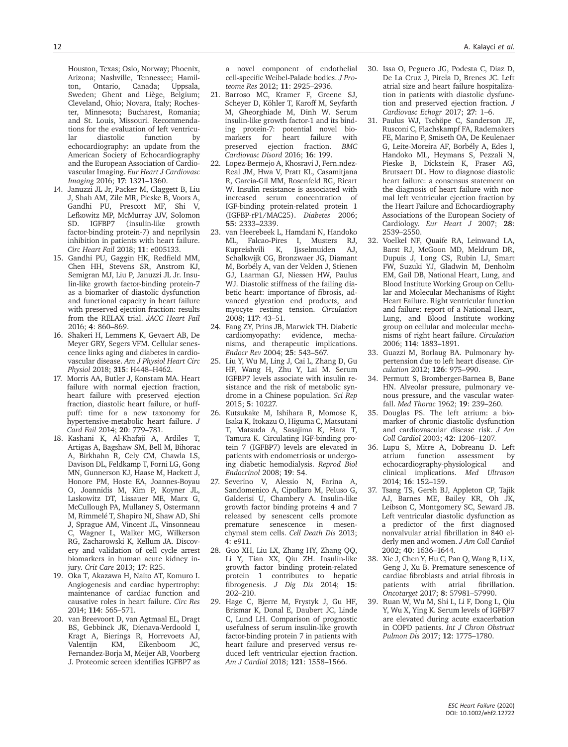Houston, Texas; Oslo, Norway; Phoenix, Arizona; Nashville, Tennessee; Hamilton, Ontario, Canada; Uppsala, Sweden; Ghent and Liège, Belgium; Cleveland, Ohio; Novara, Italy; Rochester, Minnesota; Bucharest, Romania; and St. Louis, Missouri. Recommendations for the evaluation of left ventricular diastolic function by echocardiography: an update from the American Society of Echocardiography and the European Association of Cardiovascular Imaging. *Eur Heart J Cardiovasc Imaging* 2016; **17**: 1321–1360.

14. Januzzi JL Jr, Packer M, Claggett B, Liu J, Shah AM, Zile MR, Pieske B, Voors A, Gandhi PU, Prescott MF, Shi V, Lefkowitz MP, McMurray JJV, Solomon SD. IGFBP7 (insulin-like growth factor-binding protein-7) and neprilysin inhibition in patients with heart failure. *Circ Heart Fail* 2018; **11**: e005133.
15. Gandhi PU, Gaggin HK, Redfield MM, Chen HH, Stevens SR, Anstrom KJ, Semigran MJ, Liu P, Januzzi JL Jr. Insulin-like growth factor-binding protein-7 as a biomarker of diastolic dysfunction and functional capacity in heart failure with preserved ejection fraction: results from the RELAX trial. *JACC Heart Fail* 2016; **4**: 860–869.
16. Shakeri H, Lemmens K, Gevaert AB, De Meyer GRY, Segers VFM. Cellular senescence links aging and diabetes in cardiovascular disease. *Am J Physiol Heart Circ Physiol* 2018; **315**: H448–H462.
17. Morris AA, Butler J, Konstam MA. Heart failure with normal ejection fraction, heart failure with preserved ejection fraction, diastolic heart failure, or huff-puff: time for a new taxonomy for hypertensive-metabolic heart failure. *J Card Fail* 2014; **20**: 779–781.
18. Kashani K, Al-Khafaji A, Ardiles T, Artigas A, Bagshaw SM, Bell M, Bihorac A, Birkhahn R, Cely CM, Chawla LS, Davison DL, Feldkamp T, Forni LG, Gong MN, Gunnerson KJ, Haase M, Hackett J, Honore PM, Hoste EA, Joannes-Boyau O, Joannidis M, Kim P, Koyner JL, Laskowitz DT, Lissauer ME, Marx G, McCullough PA, Mullaney S, Ostermann M, Rimmelé T, Shapiro NI, Shaw AD, Shi J, Sprague AM, Vincent JL, Vinsonneau C, Wagner L, Walker MG, Wilkerson RG, Zacharowski K, Kellum JA. Discovery and validation of cell cycle arrest biomarkers in human acute kidney injury. *Crit Care* 2013; **17**: R25.
19. Oka T, Akazawa H, Naito AT, Komuro I. Angiogenesis and cardiac hypertrophy: maintenance of cardiac function and causative roles in heart failure. *Circ Res* 2014; **114**: 565–571.
20. van Breevoort D, van Agtmaal EL, Dragt BS, Gebbinck JK, Dienava-Verdoold I, Kragt A, Bierings R, Horrevoets AJ, Valentijn KM, Eikenboom JC, Fernandez-Borja M, Meijer AB, Voorberg J. Proteomic screen identifies IGFBP7 as a novel component of endothelial cell-specific Weibel-Palade bodies. *J Proteome Res* 2012; **11**: 2925–2936.
21. Barroso MC, Kramer F, Greene SJ, Scheyer D, Köhler T, Karoff M, Seyfarth M, Gheorghiade M, Dinh W. Serum insulin-like growth factor-1 and its binding protein-7: potential novel biomarkers for heart failure with preserved ejection fraction. *BMC Cardiovasc Disord* 2016; **16**: 199.
22. Lopez-Bermejo A, Khosravi J, Fern.ndez-Real JM, Hwa V, Pratt KL, Casamitjana R, Garcia-Gil MM, Rosenfeld RG, Ricart W. Insulin resistance is associated with increased serum concentration of IGF-binding protein-related protein 1 (IGFBP-rP1/MAC25). *Diabetes* 2006; **55**: 2333–2339.
23. van Heerebeek L, Hamdani N, Handoko ML, Falcao-Pires I, Musters RJ, Kupreishvili K, Ijsselmuiden AJ, Schalkwijk CG, Bronzwaer JG, Diamant M, Borbély A, van der Velden J, Stienen GJ, Laarman GJ, Niessen HW, Paulus WJ. Diastolic stiffness of the failing diabetic heart: importance of fibrosis, advanced glycation end products, and myocyte resting tension. *Circulation* 2008; **117**: 43–51.
24. Fang ZY, Prins JB, Marwick TH. Diabetic cardiomyopathy: evidence, mechanisms, and therapeutic implications. *Endocr Rev* 2004; **25**: 543–567.
25. Liu Y, Wu M, Ling J, Cai L, Zhang D, Gu HF, Wang H, Zhu Y, Lai M. Serum IGFBP7 levels associate with insulin resistance and the risk of metabolic syndrome in a Chinese population. *Sci Rep* 2015; **5**: 10227.
26. Kutsukake M, Ishihara R, Momose K, Isaka K, Itokazu O, Higuma C, Matsutani T, Matsuda A, Sasajima K, Hara T, Tamura K. Circulating IGF-binding protein 7 (IGFBP7) levels are elevated in patients with endometriosis or undergoing diabetic hemodialysis. *Reprod Biol Endocrinol* 2008; **19**: 54.
27. Severino V, Alessio N, Farina A, Sandomenico A, Cipollaro M, Peluso G, Galderisi U, Chambery A. Insulin-like growth factor binding proteins 4 and 7 released by senescent cells promote premature senescence in mesenchymal stem cells. *Cell Death Dis* 2013; **4**: e911.
28. Guo XH, Liu LX, Zhang HY, Zhang QQ, Li Y, Tian XX, Qiu ZH. Insulin-like growth factor binding protein-related protein 1 contributes to hepatic fibrogenesis. *J Dig Dis* 2014; **15**: 202–210.
29. Hage C, Bjerre M, Frystyk J, Gu HF, Brismar K, Donal E, Daubert JC, Linde C, Lund LH. Comparison of prognostic usefulness of serum insulin-like growth factor-binding protein 7 in patients with heart failure and preserved versus reduced left ventricular ejection fraction. *Am J Cardiol* 2018; **121**: 1558–1566.
30. Issa O, Peguero JG, Podesta C, Diaz D, De La Cruz J, Pirela D, Brenes JC. Left atrial size and heart failure hospitalization in patients with diastolic dysfunction and preserved ejection fraction. *J Cardiovasc Echogr* 2017; **27**: 1–6.
31. Paulus WJ, Tschöpe C, Sanderson JE, Rusconi C, Flachskampf FA, Rademakers FE, Marino P, Smiseth OA, De Keulenaer G, Leite-Moreira AF, Borbély A, Edes I, Handoko ML, Heymans S, Pezzali N, Pieske B, Dickstein K, Fraser AG, Brutsaert DL. How to diagnose diastolic heart failure: a consensus statement on the diagnosis of heart failure with normal left ventricular ejection fraction by the Heart Failure and Echocardiography Associations of the European Society of Cardiology. *Eur Heart J* 2007; **28**: 2539–2550.
32. Voelkel NF, Quaife RA, Leinwand LA, Barst RJ, McGoon MD, Meldrum DR, Dupuis J, Long CS, Rubin LJ, Smart FW, Suzuki YJ, Gladwin M, Denholm EM, Gail DB, National Heart, Lung, and Blood Institute Working Group on Cellular and Molecular Mechanisms of Right Heart Failure. Right ventricular function and failure: report of a National Heart, Lung, and Blood Institute working group on cellular and molecular mechanisms of right heart failure. *Circulation* 2006; **114**: 1883–1891.
33. Guazzi M, Borlaug BA. Pulmonary hypertension due to left heart disease. *Circulation* 2012; **126**: 975–990.
34. Permutt S, Bromberger-Barnea B, Bane HN. Alveolar pressure, pulmonary venous pressure, and the vascular waterfall. *Med Thorac* 1962; **19**: 239–260.
35. Douglas PS. The left atrium: a biomarker of chronic diastolic dysfunction and cardiovascular disease risk. *J Am Coll Cardiol* 2003; **42**: 1206–1207.
36. Lupu S, Mitre A, Dobreanu D. Left atrium function assessment by echocardiography-physiological and clinical implications. *Med Ultrason* 2014; **16**: 152–159.
37. Tsang TS, Gersh BJ, Appleton CP, Tajik AJ, Barnes ME, Bailey KR, Oh JK, Leibson C, Montgomery SC, Seward JB. Left ventricular diastolic dysfunction as a predictor of the first diagnosed nonvalvular atrial fibrillation in 840 elderly men and women. *J Am Coll Cardiol* 2002; **40**: 1636–1644.
38. Xie J, Chen Y, Hu C, Pan Q, Wang B, Li X, Geng J, Xu B. Premature senescence of cardiac fibroblasts and atrial fibrosis in patients with atrial fibrillation. *Oncotarget* 2017; **8**: 57981–57990.
39. Ruan W, Wu M, Shi L, Li F, Dong L, Qiu Y, Wu X, Ying K. Serum levels of IGFBP7 are elevated during acute exacerbation in COPD patients. *Int J Chron Obstruct Pulmon Dis* 2017; **12**: 1775–1780.